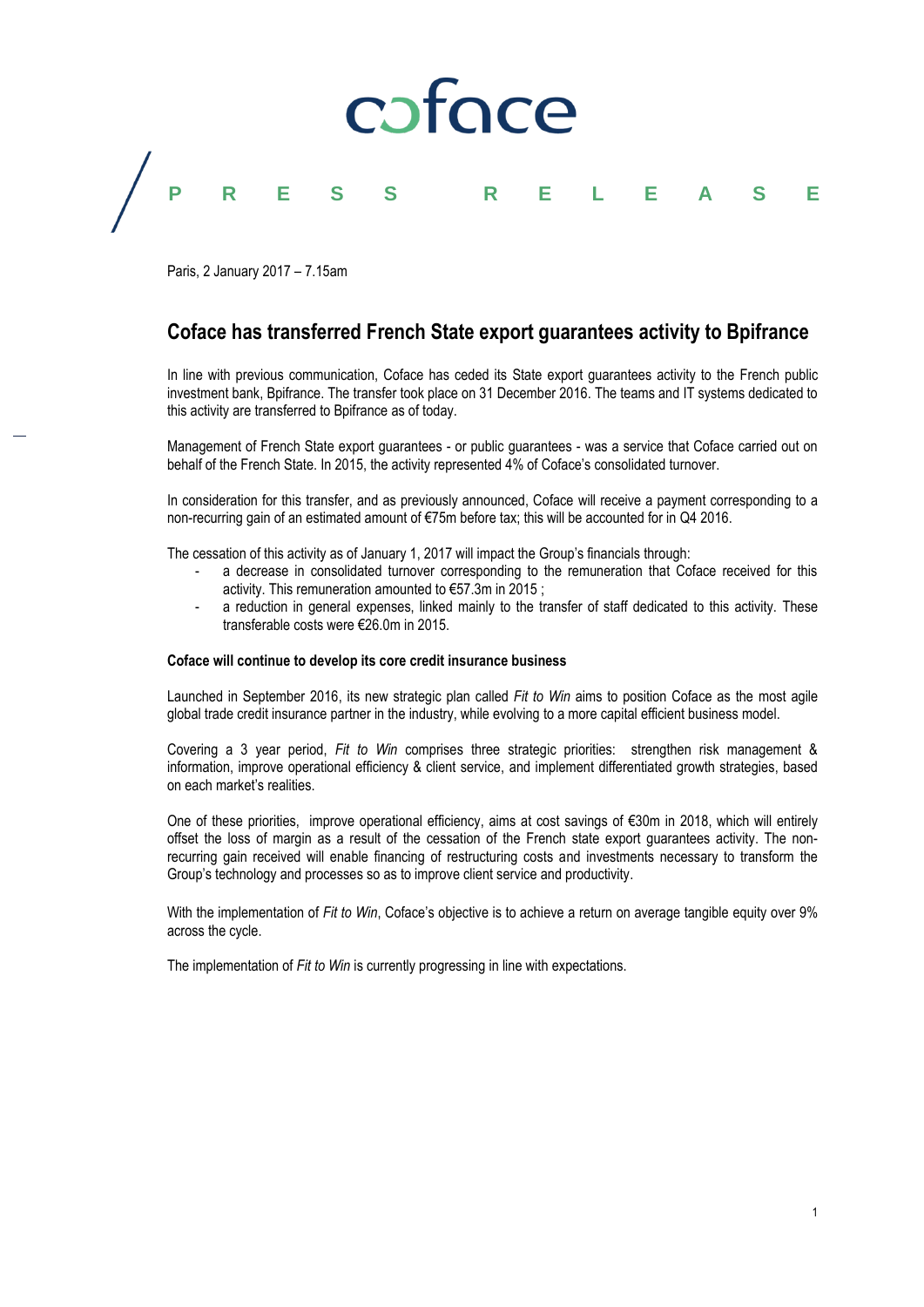coface

PRESS RELEASE

Paris, 2 January 2017 – 7.15am

# Coface has transferred French State export guarantees activity to Bpifrance

In line with previous communication, Coface has ceded its State export guarantees activity to the French public investment bank, Bpifrance. The transfer took place on 31 December 2016. The teams and IT systems dedicated to this activity are transferred to Bpifrance as of today.

Management of French State export guarantees - or public guarantees - was a service that Coface carried out on behalf of the French State. In 2015, the activity represented 4% of Coface's consolidated turnover.

In consideration for this transfer, and as previously announced, Coface will receive a payment corresponding to a non-recurring gain of an estimated amount of €75m before tax; this will be accounted for in Q4 2016.

The cessation of this activity as of January 1, 2017 will impact the Group's financials through:

- a decrease in consolidated turnover corresponding to the remuneration that Coface received for this activity. This remuneration amounted to €57.3m in 2015 ;
- a reduction in general expenses, linked mainly to the transfer of staff dedicated to this activity. These transferable costs were €26.0m in 2015.

**Coface will continue to develop its core credit insurance business**

Launched in September 2016, its new strategic plan called *Fit to Win* aims to position Coface as the most agile global trade credit insurance partner in the industry, while evolving to a more capital efficient business model.

Covering a 3 year period, *Fit to Win* comprises three strategic priorities: strengthen risk management & information, improve operational efficiency & client service, and implement differentiated growth strategies, based on each market's realities.

One of these priorities, improve operational efficiency, aims at cost savings of €30m in 2018, which will entirely offset the loss of margin as a result of the cessation of the French state export guarantees activity. The non-recurring gain received will enable financing of restructuring costs and investments necessary to transform the Group's technology and processes so as to improve client service and productivity.

With the implementation of *Fit to Win*, Coface's objective is to achieve a return on average tangible equity over 9% across the cycle.

The implementation of *Fit to Win* is currently progressing in line with expectations.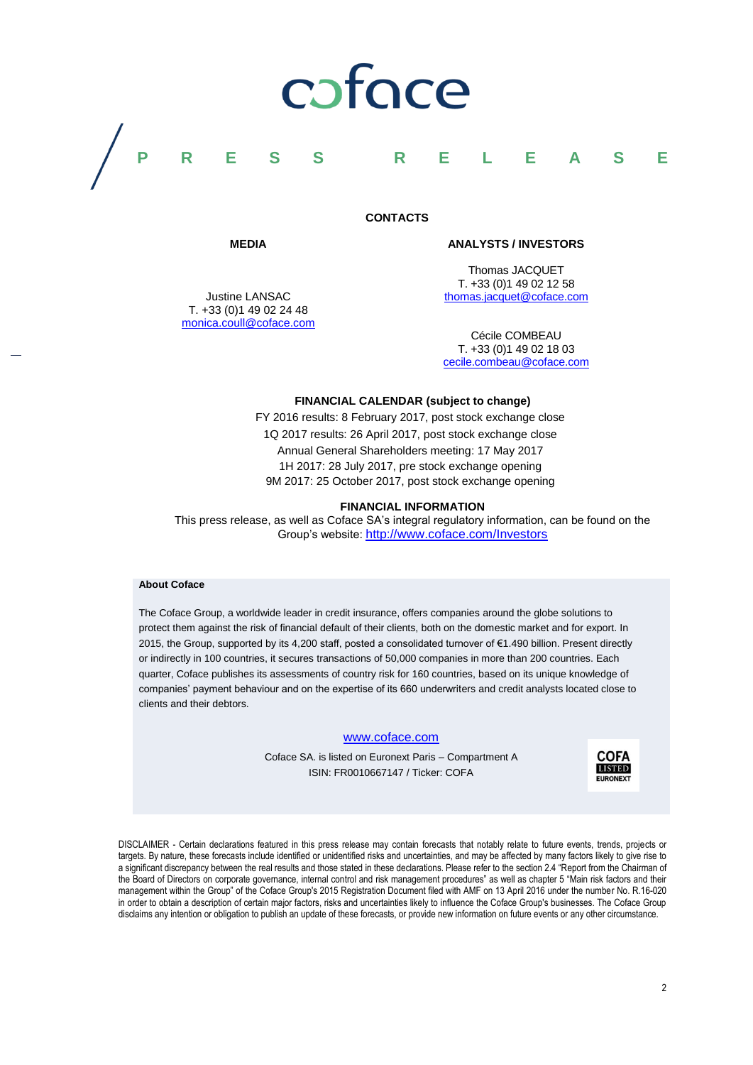# coface

**P R E S S  R E L E A S E**

**CONTACTS**

**MEDIA**

Justine LANSAC
T. +33 (0)1 49 02 24 48
monica.coull@coface.com

**ANALYSTS / INVESTORS**

Thomas JACQUET
T. +33 (0)1 49 02 12 58
thomas.jacquet@coface.com

Cécile COMBEAU
T. +33 (0)1 49 02 18 03
cecile.combeau@coface.com

**FINANCIAL CALENDAR (subject to change)**

FY 2016 results: 8 February 2017, post stock exchange close
1Q 2017 results: 26 April 2017, post stock exchange close
Annual General Shareholders meeting: 17 May 2017
1H 2017: 28 July 2017, pre stock exchange opening
9M 2017: 25 October 2017, post stock exchange opening

**FINANCIAL INFORMATION**

This press release, as well as Coface SA's integral regulatory information, can be found on the Group's website: http://www.coface.com/Investors

**About Coface**

The Coface Group, a worldwide leader in credit insurance, offers companies around the globe solutions to protect them against the risk of financial default of their clients, both on the domestic market and for export. In 2015, the Group, supported by its 4,200 staff, posted a consolidated turnover of €1.490 billion. Present directly or indirectly in 100 countries, it secures transactions of 50,000 companies in more than 200 countries. Each quarter, Coface publishes its assessments of country risk for 160 countries, based on its unique knowledge of companies' payment behaviour and on the expertise of its 660 underwriters and credit analysts located close to clients and their debtors.

www.coface.com

Coface SA. is listed on Euronext Paris – Compartment A
ISIN: FR0010667147 / Ticker: COFA

COFA LISTED EURONEXT

DISCLAIMER - Certain declarations featured in this press release may contain forecasts that notably relate to future events, trends, projects or targets. By nature, these forecasts include identified or unidentified risks and uncertainties, and may be affected by many factors likely to give rise to a significant discrepancy between the real results and those stated in these declarations. Please refer to the section 2.4 "Report from the Chairman of the Board of Directors on corporate governance, internal control and risk management procedures" as well as chapter 5 "Main risk factors and their management within the Group" of the Coface Group's 2015 Registration Document filed with AMF on 13 April 2016 under the number No. R.16-020 in order to obtain a description of certain major factors, risks and uncertainties likely to influence the Coface Group's businesses. The Coface Group disclaims any intention or obligation to publish an update of these forecasts, or provide new information on future events or any other circumstance.